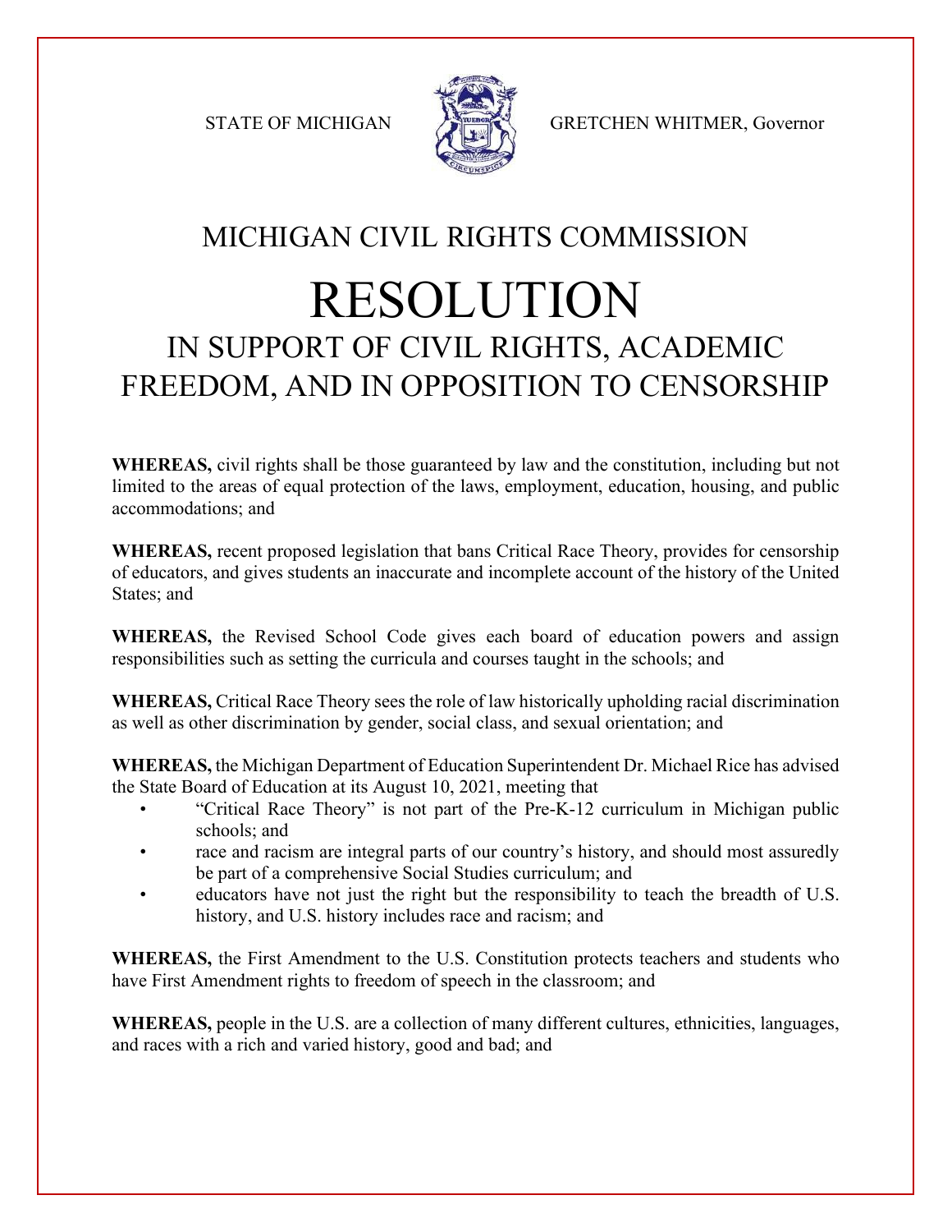STATE OF MICHIGAN GRETCHEN WHITMER, Governor

# MICHIGAN CIVIL RIGHTS COMMISSION

# RESOLUTION

## IN SUPPORT OF CIVIL RIGHTS, ACADEMIC FREEDOM, AND IN OPPOSITION TO CENSORSHIP

**WHEREAS,** civil rights shall be those guaranteed by law and the constitution, including but not limited to the areas of equal protection of the laws, employment, education, housing, and public accommodations; and

**WHEREAS,** recent proposed legislation that bans Critical Race Theory, provides for censorship of educators, and gives students an inaccurate and incomplete account of the history of the United States; and

**WHEREAS,** the Revised School Code gives each board of education powers and assign responsibilities such as setting the curricula and courses taught in the schools; and

**WHEREAS,** Critical Race Theory sees the role of law historically upholding racial discrimination as well as other discrimination by gender, social class, and sexual orientation; and

**WHEREAS,** the Michigan Department of Education Superintendent Dr. Michael Rice has advised the State Board of Education at its August 10, 2021, meeting that

- "Critical Race Theory" is not part of the Pre-K-12 curriculum in Michigan public schools; and
- race and racism are integral parts of our country's history, and should most assuredly be part of a comprehensive Social Studies curriculum; and
- educators have not just the right but the responsibility to teach the breadth of U.S. history, and U.S. history includes race and racism; and

**WHEREAS,** the First Amendment to the U.S. Constitution protects teachers and students who have First Amendment rights to freedom of speech in the classroom; and

**WHEREAS,** people in the U.S. are a collection of many different cultures, ethnicities, languages, and races with a rich and varied history, good and bad; and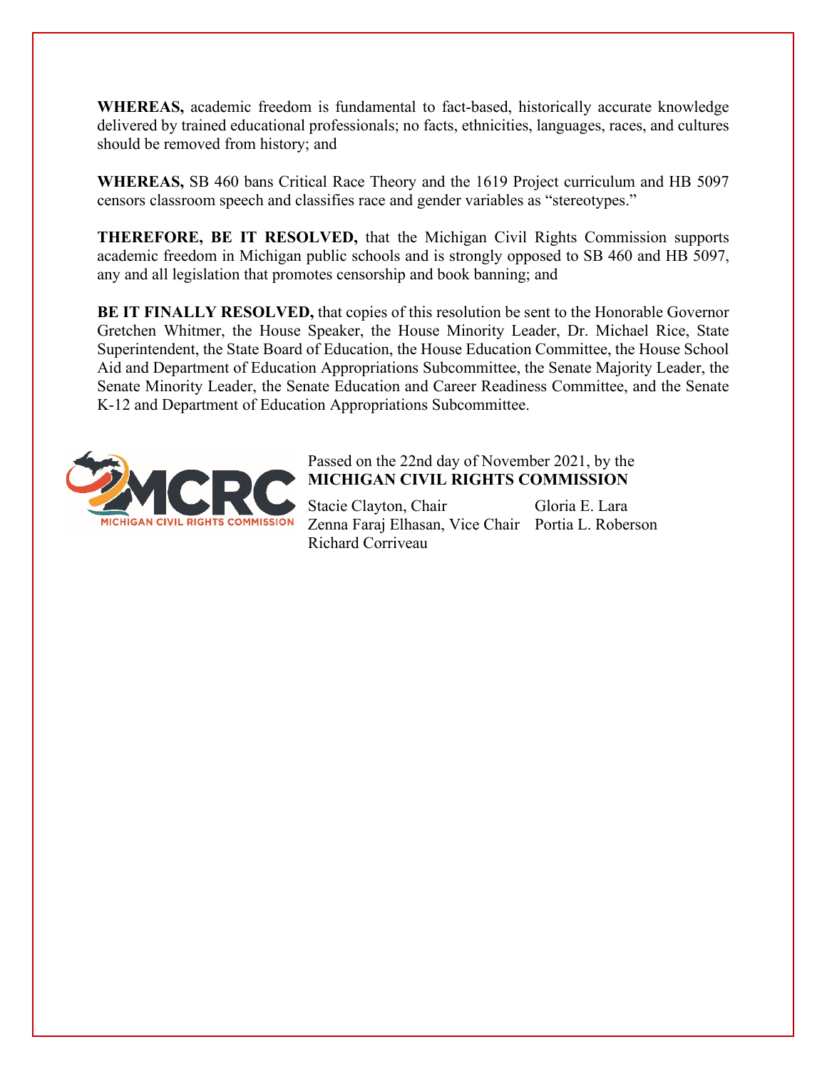**WHEREAS,** academic freedom is fundamental to fact-based, historically accurate knowledge delivered by trained educational professionals; no facts, ethnicities, languages, races, and cultures should be removed from history; and

**WHEREAS,** SB 460 bans Critical Race Theory and the 1619 Project curriculum and HB 5097 censors classroom speech and classifies race and gender variables as "stereotypes."

**THEREFORE, BE IT RESOLVED,** that the Michigan Civil Rights Commission supports academic freedom in Michigan public schools and is strongly opposed to SB 460 and HB 5097, any and all legislation that promotes censorship and book banning; and

**BE IT FINALLY RESOLVED,** that copies of this resolution be sent to the Honorable Governor Gretchen Whitmer, the House Speaker, the House Minority Leader, Dr. Michael Rice, State Superintendent, the State Board of Education, the House Education Committee, the House School Aid and Department of Education Appropriations Subcommittee, the Senate Majority Leader, the Senate Minority Leader, the Senate Education and Career Readiness Committee, and the Senate K-12 and Department of Education Appropriations Subcommittee.

MCRC
MICHIGAN CIVIL RIGHTS COMMISSION

Passed on the 22nd day of November 2021, by the
**MICHIGAN CIVIL RIGHTS COMMISSION**

Stacie Clayton, Chair
Zenna Faraj Elhasan, Vice Chair
Richard Corriveau
Gloria E. Lara
Portia L. Roberson